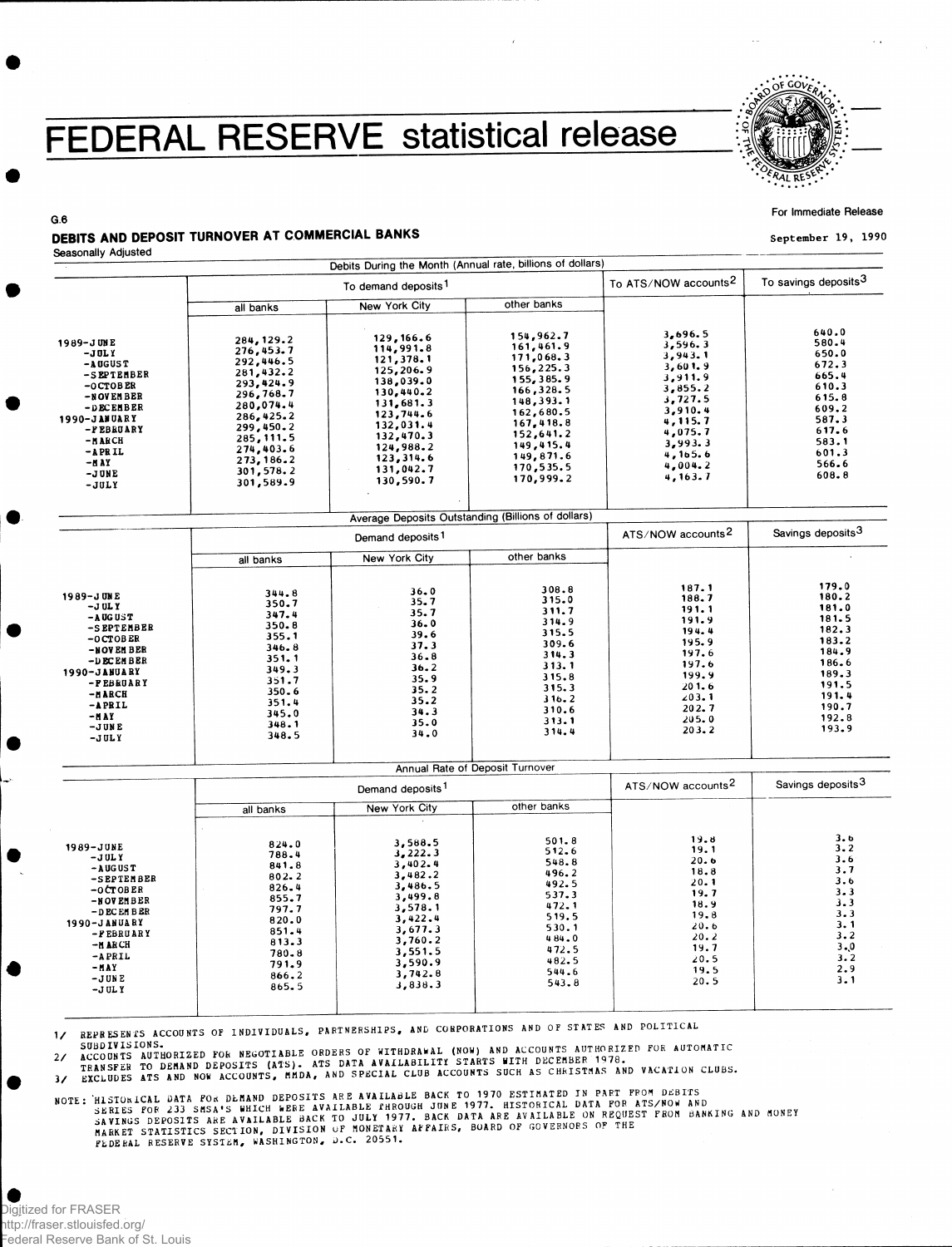# FEDERAL RESERVE statistical release

G.6

For Immediate Release

## DEBITS AND DEPOSIT TURNOVER AT COMMERCIAL BANKS

September 19, 1990

Seasonally Adjusted

| | Debits During the Month (Annual rate, billions of dollars) | | | | |
|---|---|---|---|---|---|
| | To demand deposits[1] | | | To ATS/NOW accounts[2] | To savings deposits[3] |
| | all banks | New York City | other banks | | |
| 1989-JUNE | 284,129.2 | 129,166.6 | 154,962.7 | 3,696.5 | 640.0 |
| -JULY | 276,453.7 | 114,991.8 | 161,461.9 | 3,596.3 | 580.4 |
| -AUGUST | 292,446.5 | 121,378.1 | 171,068.3 | 3,943.1 | 650.0 |
| -SEPTEMBER | 281,432.2 | 125,206.9 | 156,225.3 | 3,601.9 | 672.3 |
| -OCTOBER | 293,424.9 | 138,039.0 | 155,385.9 | 3,911.9 | 665.4 |
| -NOVEMBER | 296,768.7 | 130,440.2 | 166,328.5 | 3,855.2 | 610.3 |
| -DECEMBER | 280,074.4 | 131,681.3 | 148,393.1 | 3,727.5 | 615.8 |
| 1990-JANUARY | 286,425.2 | 123,744.6 | 162,680.5 | 3,910.4 | 609.2 |
| -FEBRUARY | 299,450.2 | 132,031.4 | 167,418.8 | 4,115.7 | 587.3 |
| -MARCH | 285,111.5 | 132,470.3 | 152,641.2 | 4,075.7 | 617.6 |
| -APRIL | 274,403.6 | 124,988.2 | 149,415.4 | 3,993.3 | 583.1 |
| -MAY | 273,186.2 | 123,314.6 | 149,871.6 | 4,165.6 | 601.3 |
| -JUNE | 301,578.2 | 131,042.7 | 170,535.5 | 4,004.2 | 566.6 |
| -JULY | 301,589.9 | 130,590.7 | 170,999.2 | 4,163.7 | 608.8 |

| | Average Deposits Outstanding (Billions of dollars) | | | | |
|---|---|---|---|---|---|
| | Demand deposits[1] | | | ATS/NOW accounts[2] | Savings deposits[3] |
| | all banks | New York City | other banks | | |
| 1989-JUNE | 344.8 | 36.0 | 308.8 | 187.1 | 179.0 |
| -JULY | 350.7 | 35.7 | 315.0 | 188.7 | 180.2 |
| -AUGUST | 347.4 | 35.7 | 311.7 | 191.1 | 181.0 |
| -SEPTEMBER | 350.8 | 36.0 | 314.9 | 191.9 | 181.5 |
| -OCTOBER | 355.1 | 39.6 | 315.5 | 194.4 | 182.3 |
| -NOVEMBER | 346.8 | 37.3 | 309.6 | 195.9 | 183.2 |
| -DECEMBER | 351.1 | 36.8 | 314.3 | 197.6 | 184.9 |
| 1990-JANUARY | 349.3 | 36.2 | 313.1 | 197.6 | 186.6 |
| -FEBRUARY | 351.7 | 35.9 | 315.8 | 199.9 | 189.3 |
| -MARCH | 350.6 | 35.2 | 315.3 | 201.6 | 191.5 |
| -APRIL | 351.4 | 35.2 | 316.2 | 203.1 | 191.4 |
| -MAY | 345.0 | 34.3 | 310.6 | 202.7 | 190.7 |
| -JUNE | 348.1 | 35.0 | 313.1 | 205.0 | 192.8 |
| -JULY | 348.5 | 34.0 | 314.4 | 203.2 | 193.9 |

| | Annual Rate of Deposit Turnover | | | | |
|---|---|---|---|---|---|
| | Demand deposits[1] | | | ATS/NOW accounts[2] | Savings deposits[3] |
| | all banks | New York City | other banks | | |
| 1989-JUNE | 824.0 | 3,588.5 | 501.8 | 19.8 | 3.6 |
| -JULY | 788.4 | 3,222.3 | 512.6 | 19.1 | 3.2 |
| -AUGUST | 841.8 | 3,402.4 | 548.8 | 20.6 | 3.6 |
| -SEPTEMBER | 802.2 | 3,482.2 | 496.2 | 18.8 | 3.7 |
| -OCTOBER | 826.4 | 3,486.5 | 492.5 | 20.1 | 3.6 |
| -NOVEMBER | 855.7 | 3,499.8 | 537.3 | 19.7 | 3.3 |
| -DECEMBER | 797.7 | 3,578.1 | 472.1 | 18.9 | 3.3 |
| 1990-JANUARY | 820.0 | 3,422.4 | 519.5 | 19.8 | 3.3 |
| -FEBRUARY | 851.4 | 3,677.3 | 530.1 | 20.6 | 3.1 |
| -MARCH | 813.3 | 3,760.2 | 484.0 | 20.2 | 3.2 |
| -APRIL | 780.8 | 3,551.5 | 472.5 | 19.7 | 3.0 |
| -MAY | 791.9 | 3,590.9 | 482.5 | 20.5 | 3.2 |
| -JUNE | 866.2 | 3,742.8 | 544.6 | 19.5 | 2.9 |
| -JULY | 865.5 | 3,838.3 | 543.8 | 20.5 | 3.1 |

1/ REPRESENTS ACCOUNTS OF INDIVIDUALS, PARTNERSHIPS, AND CORPORATIONS AND OF STATES AND POLITICAL SUBDIVISIONS.
2/ ACCOUNTS AUTHORIZED FOR NEGOTIABLE ORDERS OF WITHDRAWAL (NOW) AND ACCOUNTS AUTHORIZED FOR AUTOMATIC TRANSFER TO DEMAND DEPOSITS (ATS). ATS DATA AVAILABILITY STARTS WITH DECEMBER 1978.
3/ EXCLUDES ATS AND NOW ACCOUNTS, MMDA, AND SPECIAL CLUB ACCOUNTS SUCH AS CHRISTMAS AND VACATION CLUBS.

NOTE: HISTORICAL DATA FOR DEMAND DEPOSITS ARE AVAILABLE BACK TO 1970 ESTIMATED IN PART FROM DEBITS SERIES FOR 233 SMSA'S WHICH WERE AVAILABLE THROUGH JUNE 1977. HISTORICAL DATA FOR ATS/NOW AND SAVINGS DEPOSITS ARE AVAILABLE BACK TO JULY 1977. BACK DATA ARE AVAILABLE ON REQUEST FROM BANKING AND MONEY MARKET STATISTICS SECTION, DIVISION OF MONETARY AFFAIRS, BOARD OF GOVERNORS OF THE FEDERAL RESERVE SYSTEM, WASHINGTON, D.C. 20551.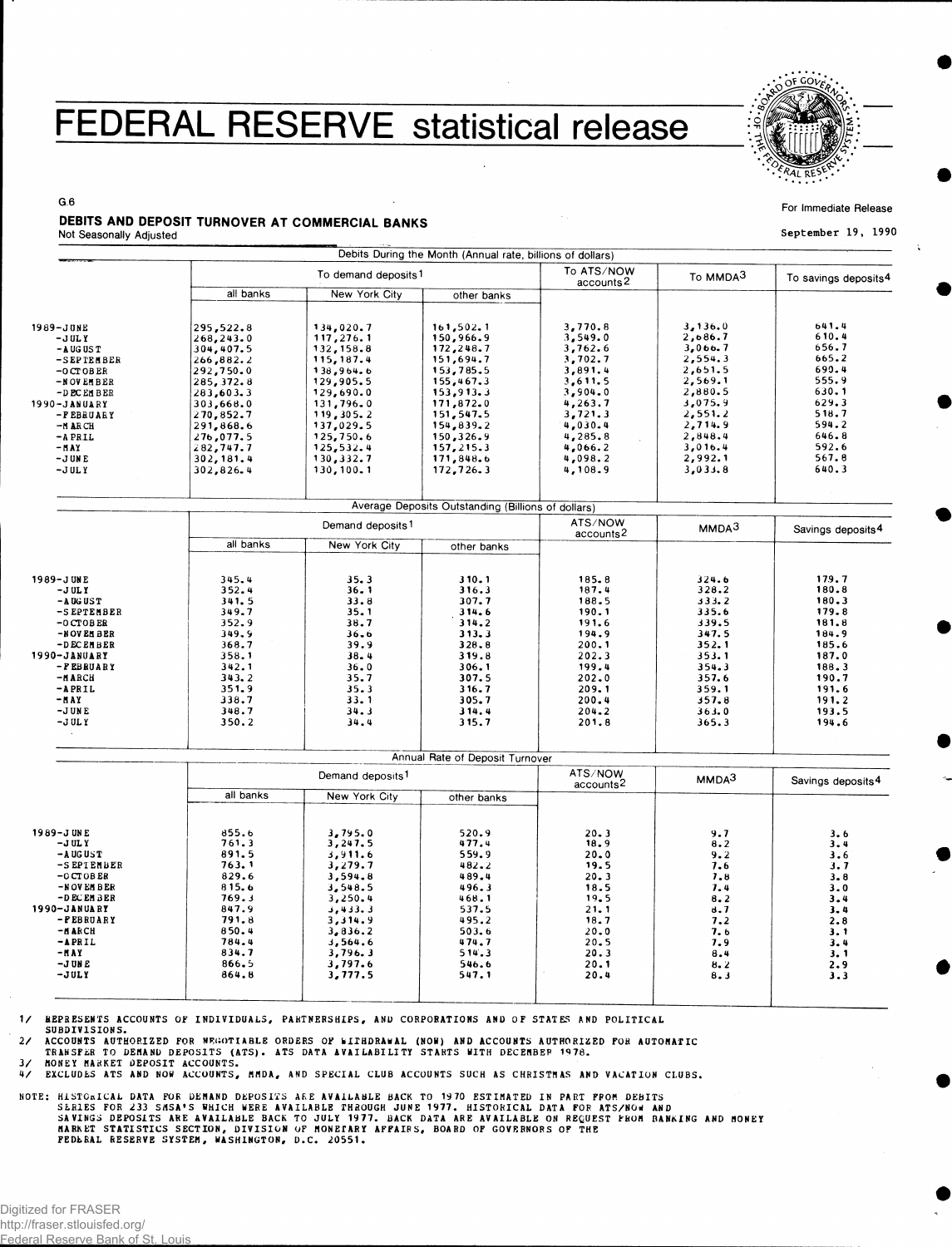# FEDERAL RESERVE statistical release

G.6

For Immediate Release

## DEBITS AND DEPOSIT TURNOVER AT COMMERCIAL BANKS

Not Seasonally Adjusted

September 19, 1990

| | Debits During the Month (Annual rate, billions of dollars) | | | | | |
|---|---|---|---|---|---|---|
| | To demand deposits1 | | | To ATS/NOW accounts2 | To MMDA3 | To savings deposits4 |
| | all banks | New York City | other banks | | | |
| 1989-JUNE | 295,522.8 | 134,020.7 | 161,502.1 | 3,770.8 | 3,136.0 | 641.4 |
| -JULY | 268,243.0 | 117,276.1 | 150,966.9 | 3,549.0 | 2,686.7 | 610.4 |
| -AUGUST | 304,407.5 | 132,158.8 | 172,248.7 | 3,762.6 | 3,066.7 | 656.7 |
| -SEPTEMBER | 266,882.2 | 115,187.4 | 151,694.7 | 3,702.7 | 2,554.3 | 665.2 |
| -OCTOBER | 292,750.0 | 138,964.6 | 153,785.5 | 3,891.4 | 2,651.5 | 690.4 |
| -NOVEMBER | 285,372.8 | 129,905.5 | 155,467.3 | 3,611.5 | 2,569.1 | 555.9 |
| -DECEMBER | 283,603.3 | 129,690.0 | 153,913.3 | 3,904.0 | 2,880.5 | 630.1 |
| 1990-JANUARY | 303,668.0 | 131,796.0 | 171,872.0 | 4,263.7 | 3,075.9 | 629.3 |
| -FEBRUARY | 270,852.7 | 119,305.2 | 151,547.5 | 3,721.3 | 2,551.2 | 518.7 |
| -MARCH | 291,868.6 | 137,029.5 | 154,839.2 | 4,030.4 | 2,714.9 | 594.2 |
| -APRIL | 276,077.5 | 125,750.6 | 150,326.9 | 4,285.8 | 2,848.4 | 646.8 |
| -MAY | 282,747.7 | 125,532.4 | 157,215.3 | 4,066.2 | 3,016.4 | 592.6 |
| -JUNE | 302,181.4 | 130,332.7 | 171,848.6 | 4,098.2 | 2,992.1 | 567.8 |
| -JULY | 302,826.4 | 130,100.1 | 172,726.3 | 4,108.9 | 3,033.8 | 640.3 |

| | Average Deposits Outstanding (Billions of dollars) | | | | | |
|---|---|---|---|---|---|---|
| | Demand deposits1 | | | ATS/NOW accounts2 | MMDA3 | Savings deposits4 |
| | all banks | New York City | other banks | | | |
| 1989-JUNE | 345.4 | 35.3 | 310.1 | 185.8 | 324.6 | 179.7 |
| -JULY | 352.4 | 36.1 | 316.3 | 187.4 | 328.2 | 180.8 |
| -AUGUST | 341.5 | 33.8 | 307.7 | 188.5 | 333.2 | 180.3 |
| -SEPTEMBER | 349.7 | 35.1 | 314.6 | 190.1 | 335.6 | 179.8 |
| -OCTOBER | 352.9 | 38.7 | 314.2 | 191.6 | 339.5 | 181.8 |
| -NOVEMBER | 349.9 | 36.6 | 313.3 | 194.9 | 347.5 | 184.9 |
| -DECEMBER | 368.7 | 39.9 | 328.8 | 200.1 | 352.1 | 185.6 |
| 1990-JANUARY | 358.1 | 38.4 | 319.8 | 202.3 | 353.1 | 187.0 |
| -FEBRUARY | 342.1 | 36.0 | 306.1 | 199.4 | 354.3 | 188.3 |
| -MARCH | 343.2 | 35.7 | 307.5 | 202.0 | 357.6 | 190.7 |
| -APRIL | 351.9 | 35.3 | 316.7 | 209.1 | 359.1 | 191.6 |
| -MAY | 338.7 | 33.1 | 305.7 | 200.4 | 357.8 | 191.2 |
| -JUNE | 348.7 | 34.3 | 314.4 | 204.2 | 363.0 | 193.5 |
| -JULY | 350.2 | 34.4 | 315.7 | 201.8 | 365.3 | 194.6 |

| | Annual Rate of Deposit Turnover | | | | | |
|---|---|---|---|---|---|---|
| | Demand deposits1 | | | ATS/NOW accounts2 | MMDA3 | Savings deposits4 |
| | all banks | New York City | other banks | | | |
| 1989-JUNE | 855.6 | 3,795.0 | 520.9 | 20.3 | 9.7 | 3.6 |
| -JULY | 761.3 | 3,247.5 | 477.4 | 18.9 | 8.2 | 3.4 |
| -AUGUST | 891.5 | 3,911.6 | 559.9 | 20.0 | 9.2 | 3.6 |
| -SEPTEMBER | 763.1 | 3,279.7 | 482.2 | 19.5 | 7.6 | 3.7 |
| -OCTOBER | 829.6 | 3,594.8 | 489.4 | 20.3 | 7.8 | 3.8 |
| -NOVEMBER | 815.6 | 3,548.5 | 496.3 | 18.5 | 7.4 | 3.0 |
| -DECEMBER | 769.3 | 3,250.4 | 468.1 | 19.5 | 8.2 | 3.4 |
| 1990-JANUARY | 847.9 | 3,433.3 | 537.5 | 21.1 | 8.7 | 3.4 |
| -FEBRUARY | 791.8 | 3,314.9 | 495.2 | 18.7 | 7.2 | 2.8 |
| -MARCH | 850.4 | 3,836.2 | 503.6 | 20.0 | 7.6 | 3.1 |
| -APRIL | 784.4 | 3,564.6 | 474.7 | 20.5 | 7.9 | 3.4 |
| -MAY | 834.7 | 3,796.3 | 514.3 | 20.3 | 8.4 | 3.1 |
| -JUNE | 866.5 | 3,797.6 | 546.6 | 20.1 | 8.2 | 2.9 |
| -JULY | 864.8 | 3,777.5 | 547.1 | 20.4 | 8.3 | 3.3 |

1/ REPRESENTS ACCOUNTS OF INDIVIDUALS, PARTNERSHIPS, AND CORPORATIONS AND OF STATES AND POLITICAL SUBDIVISIONS.
2/ ACCOUNTS AUTHORIZED FOR NEGOTIABLE ORDERS OF WITHDRAWAL (NOW) AND ACCOUNTS AUTHORIZED FOR AUTOMATIC TRANSFER TO DEMAND DEPOSITS (ATS). ATS DATA AVAILABILITY STARTS WITH DECEMBER 1978.
3/ MONEY MARKET DEPOSIT ACCOUNTS.
4/ EXCLUDES ATS AND NOW ACCOUNTS, MMDA, AND SPECIAL CLUB ACCOUNTS SUCH AS CHRISTMAS AND VACATION CLUBS.

NOTE: HISTORICAL DATA FOR DEMAND DEPOSITS ARE AVAILABLE BACK TO 1970 ESTIMATED IN PART FROM DEBITS SERIES FOR 233 SMSA'S WHICH WERE AVAILABLE THROUGH JUNE 1977. HISTORICAL DATA FOR ATS/NOW AND SAVINGS DEPOSITS ARE AVAILABLE BACK TO JULY 1977. BACK DATA ARE AVAILABLE ON REQUEST FROM BANKING AND MONEY MARKET STATISTICS SECTION, DIVISION OF MONETARY AFFAIRS, BOARD OF GOVERNORS OF THE FEDERAL RESERVE SYSTEM, WASHINGTON, D.C. 20551.